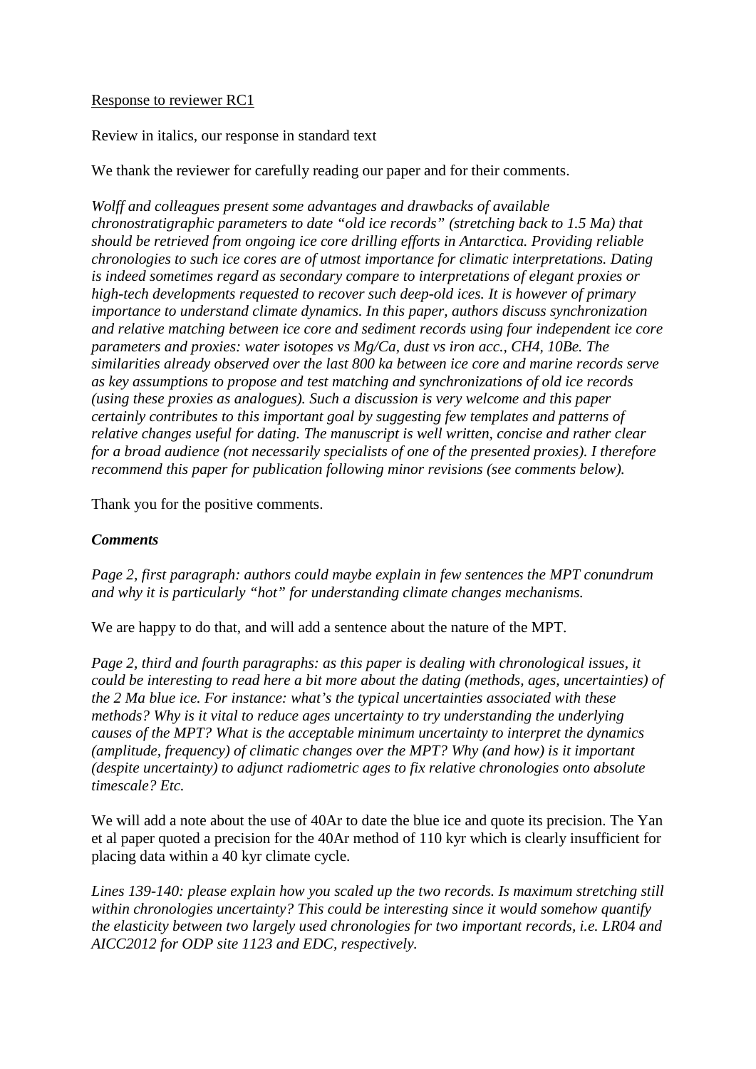<u>Response to reviewer RC1</u>

Review in italics, our response in standard text

We thank the reviewer for carefully reading our paper and for their comments.

*Wolff and colleagues present some advantages and drawbacks of available chronostratigraphic parameters to date "old ice records" (stretching back to 1.5 Ma) that should be retrieved from ongoing ice core drilling efforts in Antarctica. Providing reliable chronologies to such ice cores are of utmost importance for climatic interpretations. Dating is indeed sometimes regard as secondary compare to interpretations of elegant proxies or high-tech developments requested to recover such deep-old ices. It is however of primary importance to understand climate dynamics. In this paper, authors discuss synchronization and relative matching between ice core and sediment records using four independent ice core parameters and proxies: water isotopes vs Mg/Ca, dust vs iron acc., CH4, 10Be. The similarities already observed over the last 800 ka between ice core and marine records serve as key assumptions to propose and test matching and synchronizations of old ice records (using these proxies as analogues). Such a discussion is very welcome and this paper certainly contributes to this important goal by suggesting few templates and patterns of relative changes useful for dating. The manuscript is well written, concise and rather clear for a broad audience (not necessarily specialists of one of the presented proxies). I therefore recommend this paper for publication following minor revisions (see comments below).*

Thank you for the positive comments.

***Comments***

*Page 2, first paragraph: authors could maybe explain in few sentences the MPT conundrum and why it is particularly "hot" for understanding climate changes mechanisms.*

We are happy to do that, and will add a sentence about the nature of the MPT.

*Page 2, third and fourth paragraphs: as this paper is dealing with chronological issues, it could be interesting to read here a bit more about the dating (methods, ages, uncertainties) of the 2 Ma blue ice. For instance: what's the typical uncertainties associated with these methods? Why is it vital to reduce ages uncertainty to try understanding the underlying causes of the MPT? What is the acceptable minimum uncertainty to interpret the dynamics (amplitude, frequency) of climatic changes over the MPT? Why (and how) is it important (despite uncertainty) to adjunct radiometric ages to fix relative chronologies onto absolute timescale? Etc.*

We will add a note about the use of 40Ar to date the blue ice and quote its precision. The Yan et al paper quoted a precision for the 40Ar method of 110 kyr which is clearly insufficient for placing data within a 40 kyr climate cycle.

*Lines 139-140: please explain how you scaled up the two records. Is maximum stretching still within chronologies uncertainty? This could be interesting since it would somehow quantify the elasticity between two largely used chronologies for two important records, i.e. LR04 and AICC2012 for ODP site 1123 and EDC, respectively.*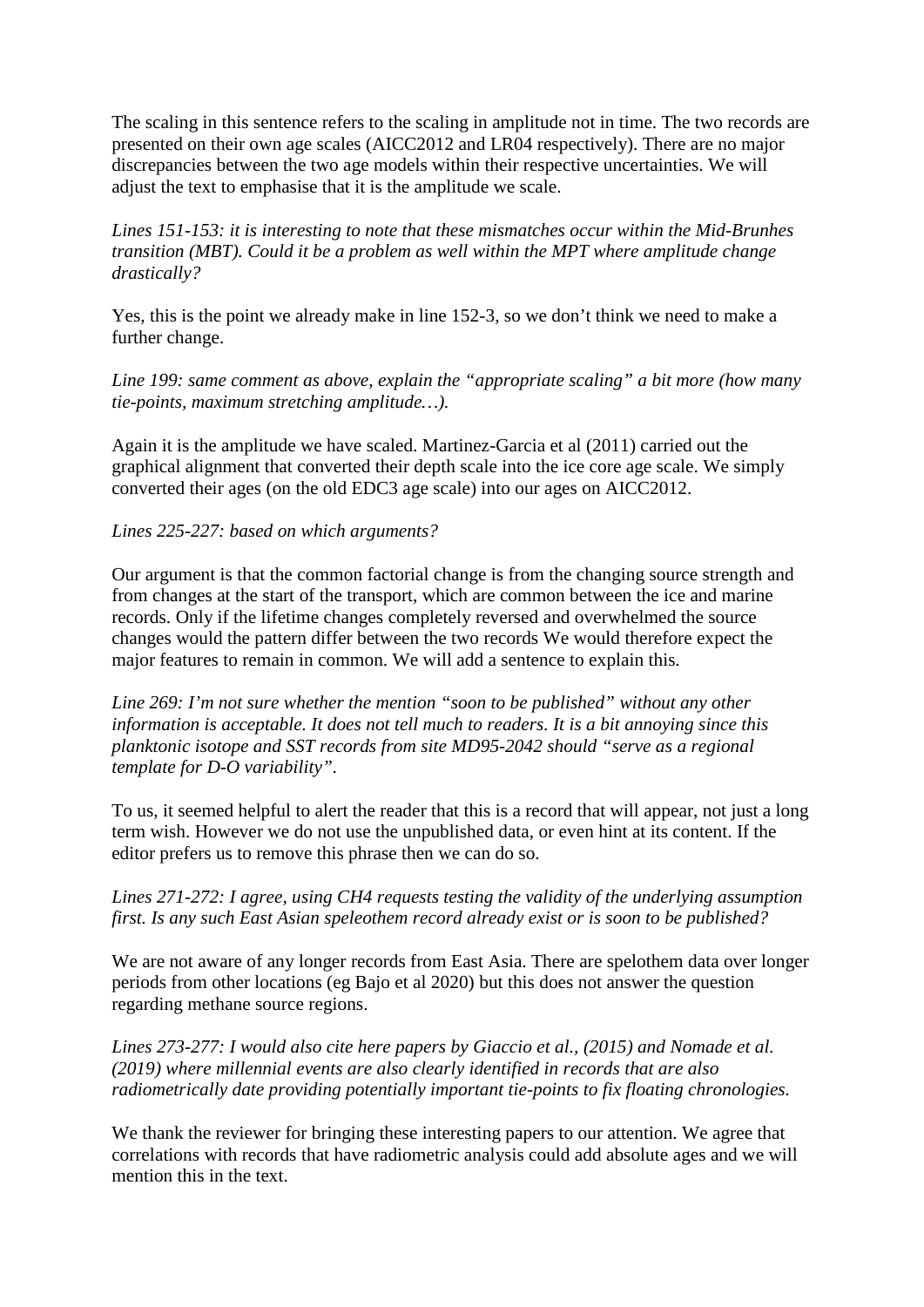The scaling in this sentence refers to the scaling in amplitude not in time. The two records are presented on their own age scales (AICC2012 and LR04 respectively). There are no major discrepancies between the two age models within their respective uncertainties. We will adjust the text to emphasise that it is the amplitude we scale.

*Lines 151-153: it is interesting to note that these mismatches occur within the Mid-Brunhes transition (MBT). Could it be a problem as well within the MPT where amplitude change drastically?*

Yes, this is the point we already make in line 152-3, so we don't think we need to make a further change.

*Line 199: same comment as above, explain the "appropriate scaling" a bit more (how many tie-points, maximum stretching amplitude…).*

Again it is the amplitude we have scaled. Martinez-Garcia et al (2011) carried out the graphical alignment that converted their depth scale into the ice core age scale. We simply converted their ages (on the old EDC3 age scale) into our ages on AICC2012.

*Lines 225-227: based on which arguments?*

Our argument is that the common factorial change is from the changing source strength and from changes at the start of the transport, which are common between the ice and marine records. Only if the lifetime changes completely reversed and overwhelmed the source changes would the pattern differ between the two records We would therefore expect the major features to remain in common. We will add a sentence to explain this.

*Line 269: I'm not sure whether the mention "soon to be published" without any other information is acceptable. It does not tell much to readers. It is a bit annoying since this planktonic isotope and SST records from site MD95-2042 should "serve as a regional template for D-O variability".*

To us, it seemed helpful to alert the reader that this is a record that will appear, not just a long term wish. However we do not use the unpublished data, or even hint at its content. If the editor prefers us to remove this phrase then we can do so.

*Lines 271-272: I agree, using CH4 requests testing the validity of the underlying assumption first. Is any such East Asian speleothem record already exist or is soon to be published?*

We are not aware of any longer records from East Asia. There are spelothem data over longer periods from other locations (eg Bajo et al 2020) but this does not answer the question regarding methane source regions.

*Lines 273-277: I would also cite here papers by Giaccio et al., (2015) and Nomade et al. (2019) where millennial events are also clearly identified in records that are also radiometrically date providing potentially important tie-points to fix floating chronologies.*

We thank the reviewer for bringing these interesting papers to our attention. We agree that correlations with records that have radiometric analysis could add absolute ages and we will mention this in the text.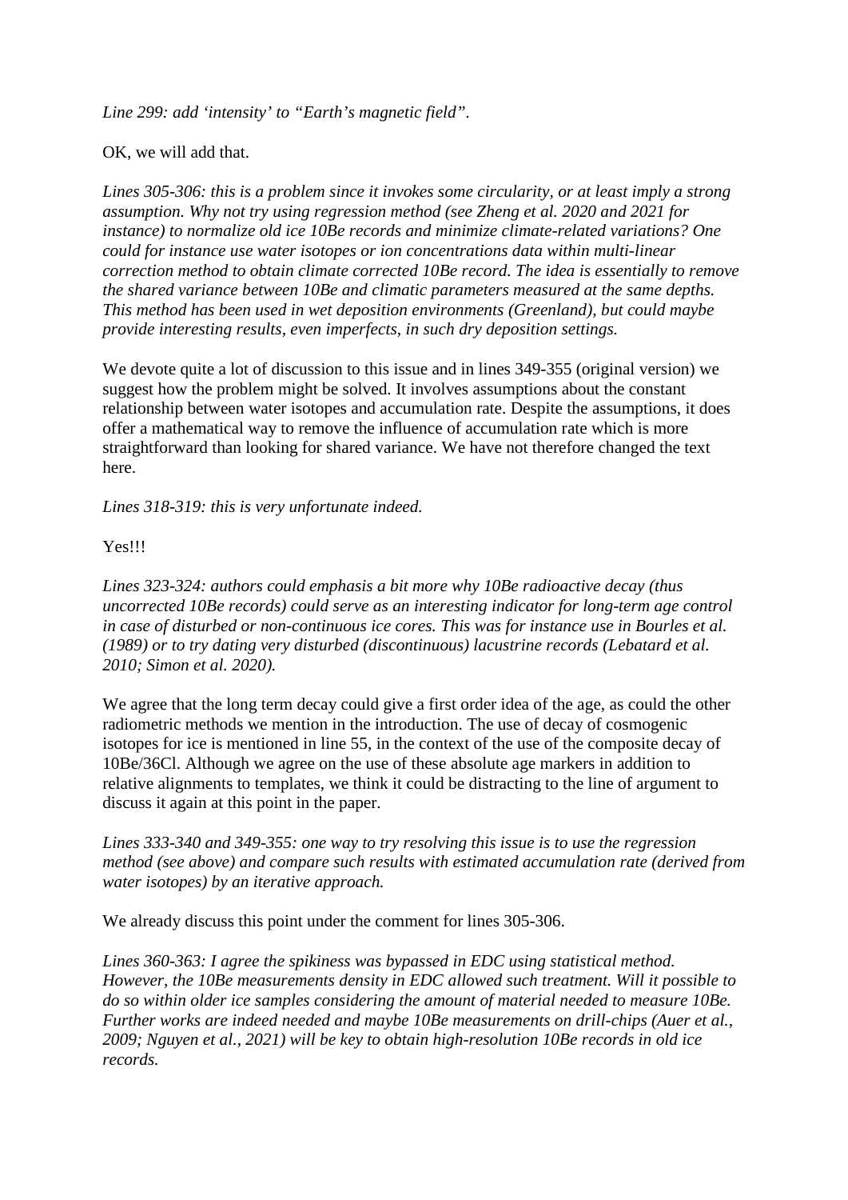*Line 299: add 'intensity' to "Earth's magnetic field".*

OK, we will add that.

*Lines 305-306: this is a problem since it invokes some circularity, or at least imply a strong assumption. Why not try using regression method (see Zheng et al. 2020 and 2021 for instance) to normalize old ice 10Be records and minimize climate-related variations? One could for instance use water isotopes or ion concentrations data within multi-linear correction method to obtain climate corrected 10Be record. The idea is essentially to remove the shared variance between 10Be and climatic parameters measured at the same depths. This method has been used in wet deposition environments (Greenland), but could maybe provide interesting results, even imperfects, in such dry deposition settings.*

We devote quite a lot of discussion to this issue and in lines 349-355 (original version) we suggest how the problem might be solved. It involves assumptions about the constant relationship between water isotopes and accumulation rate. Despite the assumptions, it does offer a mathematical way to remove the influence of accumulation rate which is more straightforward than looking for shared variance. We have not therefore changed the text here.

*Lines 318-319: this is very unfortunate indeed.*

Yes!!!

*Lines 323-324: authors could emphasis a bit more why 10Be radioactive decay (thus uncorrected 10Be records) could serve as an interesting indicator for long-term age control in case of disturbed or non-continuous ice cores. This was for instance use in Bourles et al. (1989) or to try dating very disturbed (discontinuous) lacustrine records (Lebatard et al. 2010; Simon et al. 2020).*

We agree that the long term decay could give a first order idea of the age, as could the other radiometric methods we mention in the introduction. The use of decay of cosmogenic isotopes for ice is mentioned in line 55, in the context of the use of the composite decay of 10Be/36Cl. Although we agree on the use of these absolute age markers in addition to relative alignments to templates, we think it could be distracting to the line of argument to discuss it again at this point in the paper.

*Lines 333-340 and 349-355: one way to try resolving this issue is to use the regression method (see above) and compare such results with estimated accumulation rate (derived from water isotopes) by an iterative approach.*

We already discuss this point under the comment for lines 305-306.

*Lines 360-363: I agree the spikiness was bypassed in EDC using statistical method. However, the 10Be measurements density in EDC allowed such treatment. Will it possible to do so within older ice samples considering the amount of material needed to measure 10Be. Further works are indeed needed and maybe 10Be measurements on drill-chips (Auer et al., 2009; Nguyen et al., 2021) will be key to obtain high-resolution 10Be records in old ice records.*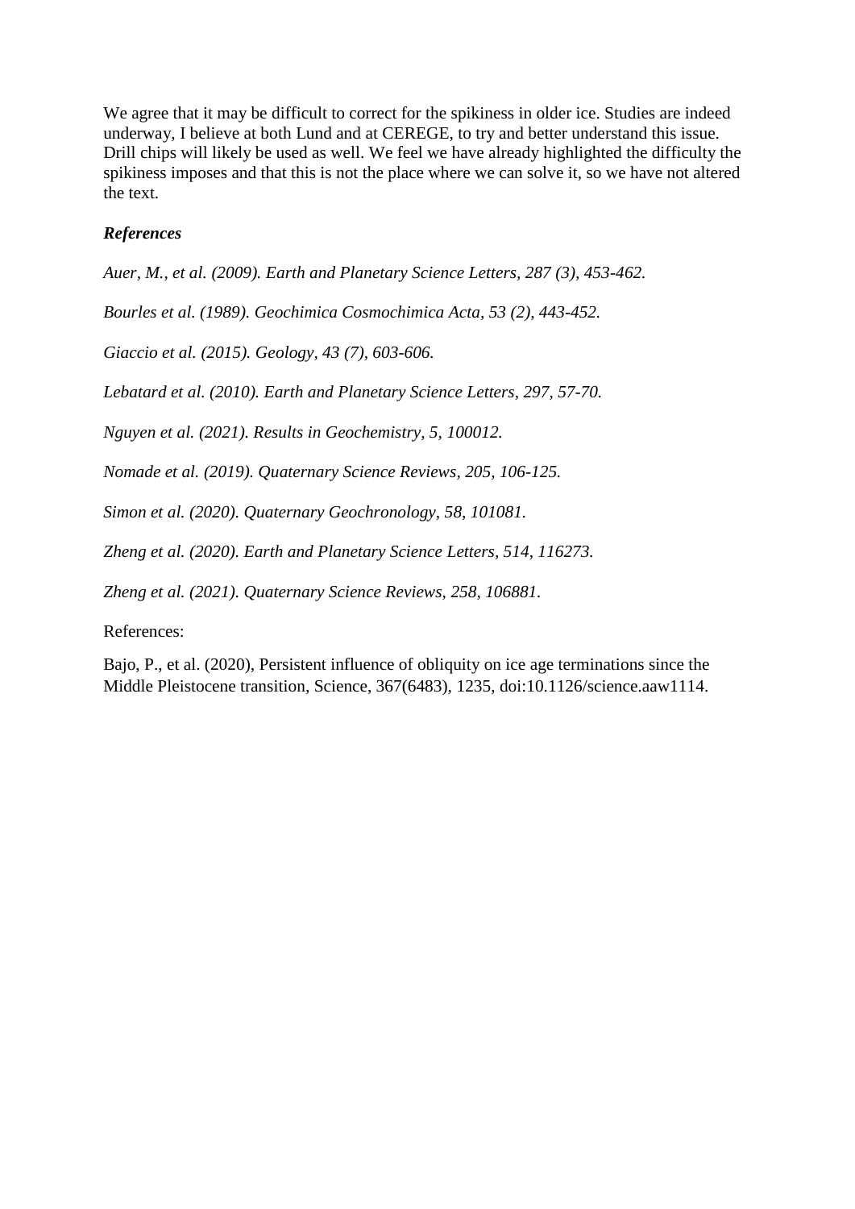We agree that it may be difficult to correct for the spikiness in older ice. Studies are indeed underway, I believe at both Lund and at CEREGE, to try and better understand this issue. Drill chips will likely be used as well. We feel we have already highlighted the difficulty the spikiness imposes and that this is not the place where we can solve it, so we have not altered the text.

***References***

*Auer, M., et al. (2009). Earth and Planetary Science Letters, 287 (3), 453-462.*

*Bourles et al. (1989). Geochimica Cosmochimica Acta, 53 (2), 443-452.*

*Giaccio et al. (2015). Geology, 43 (7), 603-606.*

*Lebatard et al. (2010). Earth and Planetary Science Letters, 297, 57-70.*

*Nguyen et al. (2021). Results in Geochemistry, 5, 100012.*

*Nomade et al. (2019). Quaternary Science Reviews, 205, 106-125.*

*Simon et al. (2020). Quaternary Geochronology, 58, 101081.*

*Zheng et al. (2020). Earth and Planetary Science Letters, 514, 116273.*

*Zheng et al. (2021). Quaternary Science Reviews, 258, 106881.*

References:

Bajo, P., et al. (2020), Persistent influence of obliquity on ice age terminations since the Middle Pleistocene transition, Science, 367(6483), 1235, doi:10.1126/science.aaw1114.